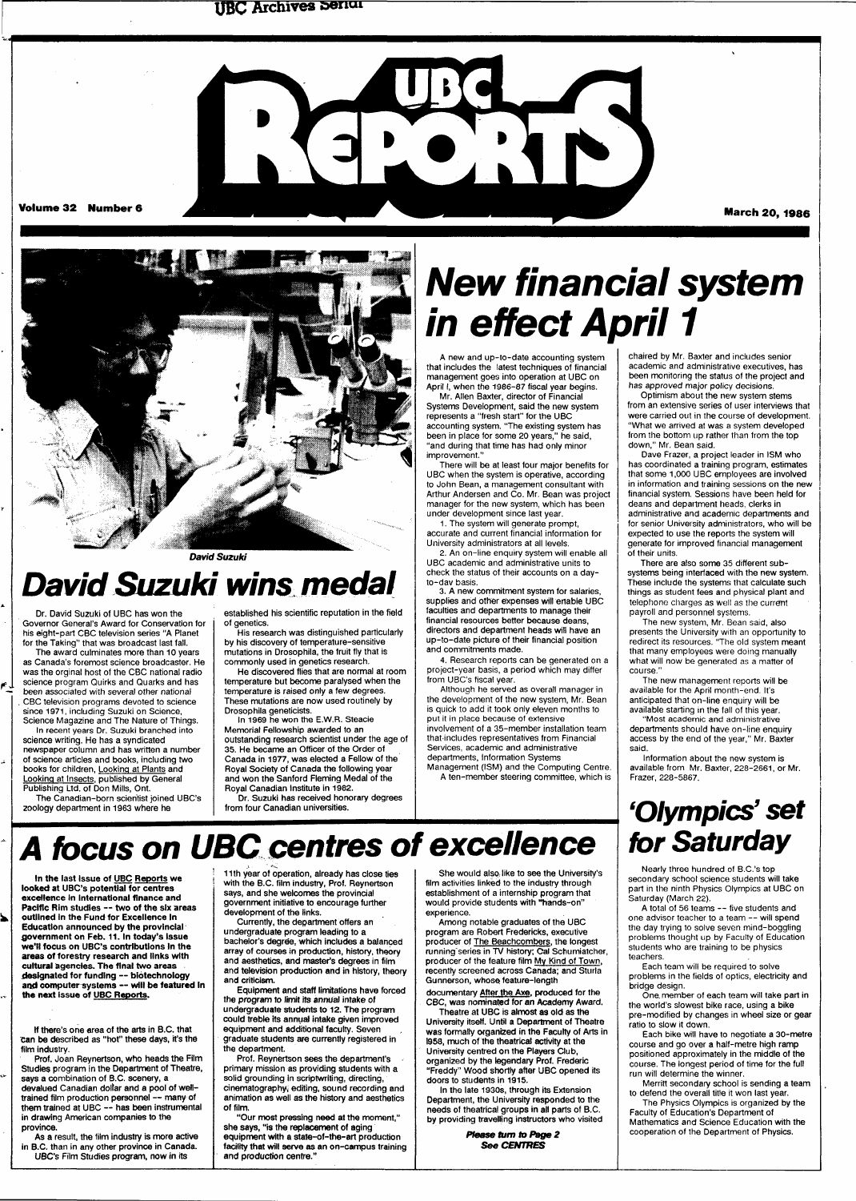UBC Archives Serial

# UBC Reports

Volume 32 Number 6

March 20, 1986

*David Suzuki*

## David Suzuki wins medal

Dr. David Suzuki of UBC has won the Governor General's Award for Conservation for his eight-part CBC television series "A Planet for the Taking" that was broadcast last fall.

The award culminates more than 10 years as Canada's foremost science broadcaster. He was the orginal host of the CBC national radio science program Quirks and Quarks and has been associated with several other national CBC television programs devoted to science since 1971, including Suzuki on Science, Science Magazine and The Nature of Things.

In recent years Dr. Suzuki branched into science writing. He has a syndicated newspaper column and has written a number of science articles and books, including two books for children, Looking at Plants and Looking at Insects, published by General Publishing Ltd. of Don Mills, Ont.

The Canadian-born scientist joined UBC's zoology department in 1963 where he established his scientific reputation in the field of genetics.

His research was distinguished particularly by his discovery of temperature-sensitive mutations in Drosophila, the fruit fly that is commonly used in genetics research.

He discovered flies that are normal at room temperature but become paralysed when the temperature is raised only a few degrees. These mutations are now used routinely by Drosophila geneticists.

In 1969 he won the E.W.R. Steacie Memorial Fellowship awarded to an outstanding research scientist under the age of 35. He became an Officer of the Order of Canada in 1977, was elected a Fellow of the Royal Society of Canada the following year and won the Sanford Fleming Medal of the Royal Canadian Institute in 1982.

Dr. Suzuki has received honorary degrees from four Canadian universities.

## New financial system in effect April 1

A new and up-to-date accounting system that includes the latest techniques of financial management goes into operation at UBC on April I, when the 1986-87 fiscal year begins.

Mr. Allen Baxter, director of Financial Systems Development, said the new system represents a "fresh start" for the UBC accounting system. "The existing system has been in place for some 20 years," he said, "and during that time has had only minor improvement."

There will be at least four major benefits for UBC when the system is operative, according to John Bean, a management consultant with Arthur Andersen and Co. Mr. Bean was project manager for the new system, which has been under development since last year.

1. The system will generate prompt, accurate and current financial information for University administrators at all levels.
2. An on-line enquiry system will enable all UBC academic and administrative units to check the status of their accounts on a day-to-day basis.
3. A new commitment system for salaries, supplies and other expenses will enable UBC faculties and departments to manage their financial resources better because deans, directors and department heads will have an up-to-date picture of their financial position and commitments made.
4. Research reports can be generated on a project-year basis, a period which may differ from UBC's fiscal year.

Although he served as overall manager in the development of the new system, Mr. Bean is quick to add it took only eleven months to put it in place because of extensive involvement of a 35-member installation team that includes representatives from Financial Services, academic and administrative departments, Information Systems Management (ISM) and the Computing Centre.

A ten-member steering committee, which is chaired by Mr. Baxter and includes senior academic and administrative executives, has been monitoring the status of the project and has approved major policy decisions.

Optimism about the new system stems from an extensive series of user interviews that were carried out in the course of development. "What we arrived at was a system developed from the bottom up rather than from the top down," Mr. Bean said.

Dave Frazer, a project leader in ISM who has coordinated a training program, estimates that some 1,000 UBC employees are involved in information and training sessions on the new financial system. Sessions have been held for deans and department heads, clerks in administrative and academic departments and for senior University administrators, who will be expected to use the reports the system will generate for improved financial management of their units.

There are also some 35 different sub-systems being interfaced with the new system. These include the systems that calculate such things as student fees and physical plant and telephone charges as well as the current payroll and personnel systems.

The new system, Mr. Bean said, also presents the University with an opportunity to redirect its resources. "The old system meant that many employees were doing manually what will now be generated as a matter of course."

The new management reports will be available for the April month-end. It's anticipated that on-line enquiry will be available starting in the fall of this year.

"Most academic and administrative departments should have on-line enquiry access by the end of the year," Mr. Baxter said.

Information about the new system is available from Mr. Baxter, 228-2661, or Mr. Frazer, 228-5867.

## A focus on UBC centres of excellence

**In the last issue of UBC Reports we looked at UBC's potential for centres excellence in international finance and Pacific Rim studies -- two of the six areas outlined in the Fund for Excellence in Education announced by the provincial government on Feb. 11. In today's issue we'll focus on UBC's contributions in the areas of forestry research and links with cultural agencies. The final two areas designated for funding -- biotechnology and computer systems -- will be featured in the next issue of UBC Reports.**

If there's one area of the arts in B.C. that can be described as "hot" these days, it's the film industry.

Prof. Joan Reynertson, who heads the Film Studies program in the Department of Theatre, says a combination of B.C. scenery, a devalued Canadian dollar and a pool of well-trained film production personnel -- many of them trained at UBC -- has been instrumental in drawing American companies to the province.

As a result, the film industry is more active in B.C. than in any other province in Canada.

UBC's Film Studies program, now in its 11th year of operation, already has close ties with the B.C. film industry, Prof. Reynertson says, and she welcomes the provincial government initiative to encourage further development of the links.

Currently, the department offers an undergraduate program leading to a bachelor's degree, which includes a balanced array of courses in production, history, theory and aesthetics, and master's degrees in film and television production and in history, theory and criticism.

Equipment and staff limitations have forced the program to limit its annual intake of undergraduate students to 12. The program could treble its annual intake given improved equipment and additional faculty. Seven graduate students are currently registered in the department.

Prof. Reynertson sees the department's primary mission as providing students with a solid grounding in scriptwriting, directing, cinematography, editing, sound recording and animation as well as the history and aesthetics of film.

"Our most pressing need at the moment," she says, "is the replacement of aging equipment with a state-of-the-art production facility that will serve as an on-campus training and production centre."

She would also like to see the University's film activities linked to the industry through establishment of a internship program that would provide students with "hands-on" experience.

Among notable graduates of the UBC program are Robert Fredericks, executive producer of The Beachcombers, the longest running series in TV history; Cal Schumiatcher, producer of the feature film My Kind of Town, recently screened across Canada; and Sturla Gunnerson, whose feature-length documentary After the Axe, produced for the CBC, was nominated for an Academy Award.

Theatre at UBC is almost as old as the University itself. Until a Department of Theatre was formally organized in the Faculty of Arts in 1958, much of the theatrical activity at the University centred on the Players Club, organized by the legendary Prof. Frederic "Freddy" Wood shortly after UBC opened its doors to students in 1915.

In the late 1930s, through its Extension Department, the University responded to the needs of theatrical groups in all parts of B.C. by providing travelling instructors who visited

***Please turn to Page 2***
***See CENTRES***

## 'Olympics' set for Saturday

Nearly three hundred of B.C.'s top secondary school science students will take part in the ninth Physics Olympics at UBC on Saturday (March 22).

A total of 56 teams -- five students and one advisor teacher to a team -- will spend the day trying to solve seven mind-boggling problems thought up by Faculty of Education students who are training to be physics teachers.

Each team will be required to solve problems in the fields of optics, electricity and bridge design.

One member of each team will take part in the world's slowest bike race, using a bike pre-modified by changes in wheel size or gear ratio to slow it down.

Each bike will have to negotiate a 30-metre course and go over a half-metre high ramp positioned approximately in the middle of the course. The longest period of time for the full run will determine the winner.

Merritt secondary school is sending a team to defend the overall title it won last year.

The Physics Olympics is organized by the Faculty of Education's Department of Mathematics and Science Education with the cooperation of the Department of Physics.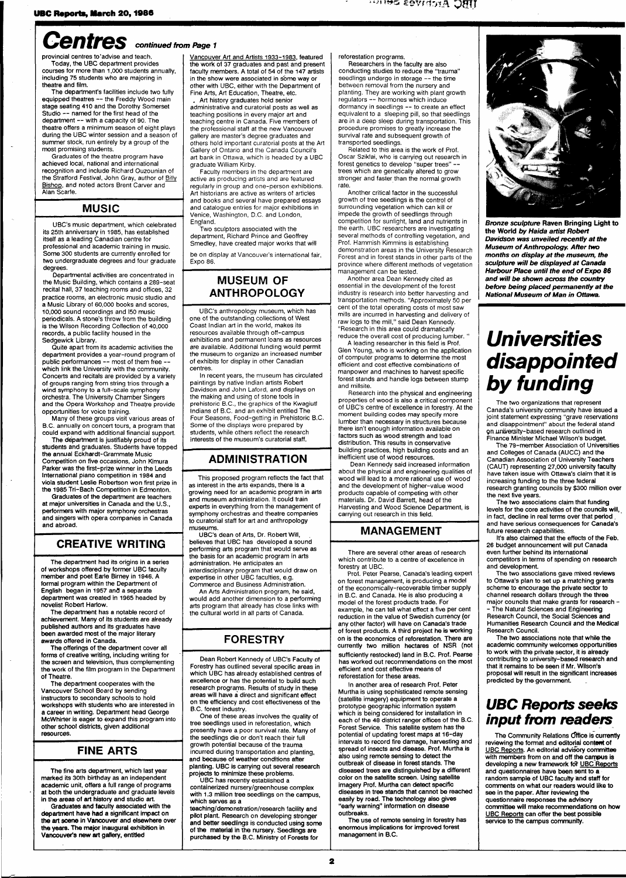# Centres continued from Page 1

provincial centres to advise and teach.

Today, the UBC department provides courses for more than 1,000 students annually, including 75 students who are majoring in theatre and film.

The department's facilities include two fully equipped theatres -- the Freddy Wood main stage seating 410 and the Dorothy Somerset Studio -- named for the first head of the department -- with a capacity of 90. The theatre offers a minimum season of eight plays during the UBC winter session and a season of summer stock, run entirely by a group of the most promising students.

Graduates of the theatre program have achieved local, national and international recognition and include Richard Ouzounian of the Stratford Festival, John Gray, author of Billy Bishop, and noted actors Brent Carver and Alan Scarfe.

## MUSIC

UBC's music department, which celebrated its 25th anniversary in 1985, has established itself as a leading Canadian centre for professional and academic training in music. Some 300 students are currently enrolled for two undergraduate degrees and four graduate degrees.

Departmental activities are concentrated in the Music Building, which contains a 289-seat recital hall, 37 teaching rooms and offices, 32 practice rooms, an electronic music studio and a Music Library of 60,000 books and scores, 10,000 sound recordings and 150 music periodicals. A stone's throw from the building is the Wilson Recording Collection of 40,000 records, a public facility housed in the Sedgewick Library.

Quite apart from its academic activities the department provides a year-round program of public performances -- most of them free -- which link the University with the community. Concerts and recitals are provided by a variety of groups ranging from string trios through a wind symphony to a full-scale symphony orchestra. The University Chamber Singers and the Opera Workshop and Theatre provide opportunities for voice training.

Many of these groups visit various areas of B.C. annually on concert tours, a program that could expand with additional financial support.

The department is justifiably proud of its students and graduates. Students have topped the annual Eckhardt-Grammate Music Competition on five occasions, John Kimura Parker was the first-prize winner in the Leeds International piano competition in 1984 and viola student Leslie Robertson won first prize in the 1985 Tri-Bach Competition in Edmonton.

Graduates of the department are teachers at major universities in Canada and the U.S., performers with major symphony orchestras and singers with opera companies in Canada and abroad.

## CREATIVE WRITING

The department had its origins in a series of workshops offered by former UBC faculty member and poet Earle Birney in 1946. A formal program within the Department of English began in 1957 and a separate department was created in 1965 headed by novelist Robert Harlow.

The department has a notable record of achievement. Many of its students are already published authors and its graduates have been awarded most of the major literary awards offered in Canada.

The offerings of the department cover all forms of creative writing, including writing for the screen and television, thus complementing the work of the film program in the Department of Theatre.

The department cooperates with the Vancouver School Board by sending instructors to secondary schools to hold workshops with students who are interested in a career in writing. Department head George McWhirter is eager to expand this program into other school districts, given additional resources.

## FINE ARTS

The fine arts department, which last year marked its 30th birthday as an independent academic unit, offers a full range of programs at both the undergraduate and graduate levels in the areas of art history and studio art.

Graduates and faculty associated with the department have had a significant impact on the art scene in Vancouver and elsewhere over the years. The major inaugural exhibition in Vancouver's new art gallery, entitled Vancouver Art and Artists 1933-1983, featured the work of 37 graduates and past and present faculty members. A total of 54 of the 147 artists in the show were associated in some way or other with UBC, either with the Department of Fine Arts, Art Education, Theatre, etc.

Art history graduates hold senior administrative and curatorial posts as well as teaching positions in every major art and teaching centre in Canada. Five members of the professional staff at the new Vancouver gallery are master's degree graduates and others hold important curatorial posts at the Art Gallery of Ontario and the Canada Council's art bank in Ottawa, which is headed by a UBC graduate William Kirby.

Faculty members in the department are active as producing artists and are featured regularly in group and one-person exhibitions. Art historians are active as writers of articles and books and several have prepared essays and catalogue entries for major exhibitions in Venice, Washington, D.C. and London, England.

Two sculptors associated with the department, Richard Prince and Geoffrey Smedley, have created major works that will be on display at Vancouver's international fair, Expo 86.

## MUSEUM OF ANTHROPOLOGY

UBC's anthropology museum, which has one of the outstanding collections of West Coast Indian art in the world, makes its resources available through off-campus exhibitions and permanent loans as resources are available. Additional funding would permit the museum to organize an increased number of exhibits for display in other Canadian centres.

In recent years, the museum has circulated paintings by native Indian artists Robert Davidson and John Laford, and displays on the making and using of stone tools in prehistoric B.C., the graphics of the Kwagiutl Indians of B.C. and an exhibit entitled The Four Seasons, Food-getting in Prehistoric B.C. Some of the displays were prepared by students, while others reflect the research interests of the museum's curatorial staff.

## ADMINISTRATION

This proposed program reflects the fact that as interest in the arts expands, there is a growing need for an academic program in arts and museum administration. It could train experts in everything from the management of symphony orchestras and theatre companies to curatorial staff for art and anthropology museums.

UBC's dean of Arts, Dr. Robert Will, believes that UBC has developed a sound performing arts program that would serve as the basis for an academic program in arts administration. He anticipates an interdisciplinary program that would draw on expertise in other UBC faculties, e.g. Commerce and Business Administration.

An Arts Administration program, he said, would add another dimension to a performing arts program that already has close links with the cultural world in all parts of Canada.

## FORESTRY

Dean Robert Kennedy of UBC's Faculty of Forestry has outlined several specific areas in which UBC has already established centres of excellence or has the potential to build such research programs. Results of study in these areas will have a direct and significant effect on the efficiency and cost effectiveness of the B.C. forest industry.

One of these areas involves the quality of tree seedlings used in reforestation, which presently have a poor survival rate. Many of the seedlings die or don't reach their full growth potential because of the trauma incurred during transportation and planting, and because of weather conditions after planting. UBC is carrying out several research projects to minimize these problems.

UBC has recently established a containerized nursery/greenhouse complex with 1.3 million tree seedlings on the campus, which serves as a teaching/demonstration/research facility and pilot plant. Research on developing stronger and better seedlings is conducted using some of the material in the nursery. Seedlings are purchased by the B.C. Ministry of Forests for reforestation programs.

Researchers in the faculty are also conducting studies to reduce the "trauma" seedlings undergo in storage -- the time between removal from the nursery and planting. They are working with plant growth regulators -- hormones which induce dormancy in seedlings -- to create an effect equivalent to a sleeping pill, so that seedlings are in a deep sleep during transportation. This procedure promises to greatly increase the survival rate and subsequent growth of transported seedlings.

Related to this area is the work of Prof. Oscar Sziklai, who is carrying out research in forest genetics to develop "super trees" -- trees which are genetically altered to grow stronger and faster than the normal growth rate.

Another critical factor in the successful growth of tree seedlings is the control of surrounding vegetation which can kill or impede the growth of seedlings through competition for sunlight, land and nutrients in the earth. UBC researchers are investigating several methods of controlling vegetation, and Prof. Hammish Kimmins is establishing demonstration areas in the University Research Forest and in forest stands in other parts of the province where different methods of vegetation management can be tested.

Another area Dean Kennedy cited as essential in the development of the forest industry is research into better harvesting and transportation methods. "Approximately 50 per cent of the total operating costs of most saw mills are incurred in harvesting and delivery of raw logs to the mill," said Dean Kennedy. "Research in this area could dramatically reduce the overall cost of producing lumber."

A leading researcher in this field is Prof. Glen Young, who is working on the application of computer programs to determine the most efficient and cost effective combinations of manpower and machines to harvest specific forest stands and handle logs between stump and millsite.

Research into the physical and engineering properties of wood is also a critical component of UBC's centre of excellence in forestry. At the moment building codes may specify more lumber than necessary in structures because there isn't enough information available on factors such as wood strength and load distribution. This results in conservative building practices, high building costs and an inefficient use of wood resources.

Dean Kennedy said increased information about the physical and engineering qualities of wood will lead to a more rational use of wood and the development of higher-value wood products capable of competing with other materials. Dr. David Barrett, head of the Harvesting and Wood Science Department, is carrying out research in this field.

## MANAGEMENT

There are several other areas of research which contribute to a centre of excellence in forestry at UBC.

Prof. Peter Pearse, Canada's leading expert on forest management, is producing a model of the economically-recoverable timber supply in B.C. and Canada. He is also producing a model of the forest products trade. For example, he can tell what effect a five per cent reduction in the value of Swedish currency (or any other factor) will have on Canada's trade of forest products. A third project he is working on is the economics of reforestation. There are currently two million hectares of NSR (not sufficiently restocked) land in B.C. Prof. Pearse has worked out recommendations on the most efficient and cost effective means of reforestation for these areas.

In another area of research Prof. Peter Murtha is using sophisticated remote sensing (satellite imagery) equipment to operate a prototype geographic information system which is being considered for installation in each of the 48 district ranger offices of the B.C. Forest Service. This satellite system has the potential of updating forest maps at 16-day intervals to record fire damage, harvesting and spread of insects and disease. Prof. Murtha is also using remote sensing to detect the outbreak of disease in forest stands. The diseased trees are distinguished by a different color on the satellite screen. Using satellite imagery Prof. Murtha can detect specific diseases in tree stands that cannot be reached easily by road. The technology also gives "early warning" information on disease outbreaks.

The use of remote sensing in forestry has enormous implications for improved forest management in B.C.

***Bronze sculpture* Raven Bringing Light to the World *by Haida artist Robert Davidson was unveiled recently at the Museum of Anthropology. After two months on display at the museum, the sculpture will be displayed at Canada Harbour Place until the end of Expo 86 and will be shown across the country before being placed permanently at the National Museum of Man in Ottawa.***

# Universities disappointed by funding

The two organizations that represent Canada's university community have issued a joint statement expressing "grave reservations and disappointment" about the federal stand on university-based research outlined in Finance Minister Michael Wilson's budget.

The 79-member Association of Universities and Colleges of Canada (AUCC) and the Canadian Association of University Teachers (CAUT) representing 27,000 university faculty have taken issue with Ottawa's claim that it is increasing funding to the three federal research granting councils by $300 million over the next five years.

The two associations claim that funding levels for the core activities of the councils will, in fact, decline in real terms over that period and have serious consequences for Canada's future research capabilities.

It's also claimed that the effects of the Feb. 26 budget announcement will put Canada even further behind its international competitors in terms of spending on research and development.

The two associations gave mixed reviews to Ottawa's plan to set up a matching grants scheme to encourage the private sector to channel research dollars through the three major councils that make grants for research -- The Natural Sciences and Engineering Research Council, the Social Sciences and Humanities Research Council and the Medical Research Council.

The two associations note that while the academic community welcomes opportunities to work with the private sector, it is already contributing to university-based research and that it remains to be seen if Mr. Wilson's proposal will result in the significant increases predicted by the government.

# UBC Reports seeks input from readers

The Community Relations Office is currently reviewing the format and editorial content of UBC Reports. An editorial advisory committee with members from on and off the campus is developing a new framework for UBC Reports and questionnaires have been sent to a random sample of UBC faculty and staff for comments on what our readers would like to see in the paper. After reviewing the questionnaire responses the advisory committee will make recommendations on how UBC Reports can offer the best possible service to the campus community.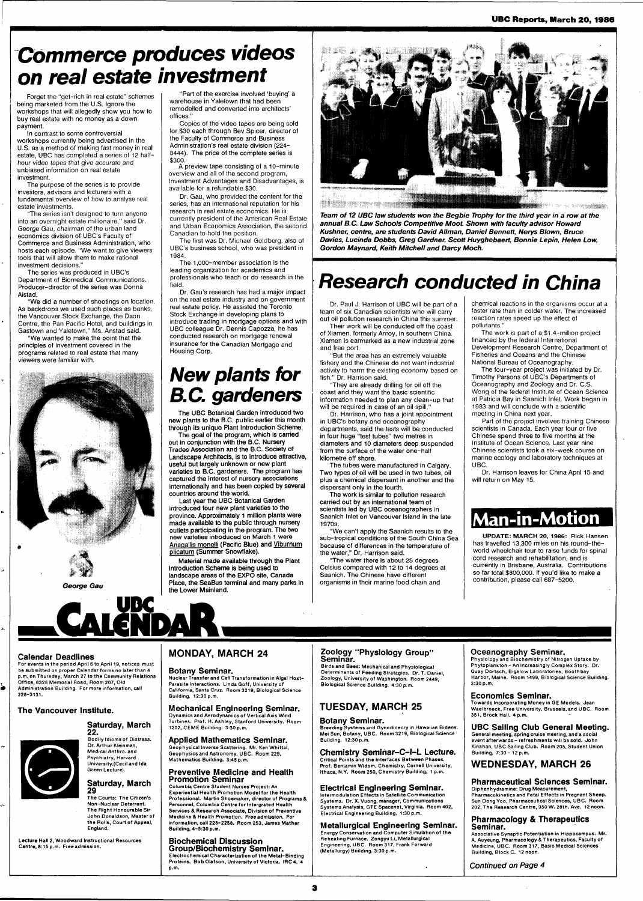# Commerce produces videos on real estate investment

Forget the "get-rich in real estate" schemes being marketed from the U.S. Ignore the workshops that will allegedly show you how to buy real estate with no money as a down payment.

In contrast to some controversial workshops currently being advertised in the U.S. as a method of making fast money in real estate, UBC has completed a series of 12 half-hour video tapes that give accurate and unbiased information on real estate investment.

The purpose of the series is to provide investors, advisors and lecturers with a fundamental overview of how to analyse real estate investments.

"The series isn't designed to turn anyone into an overnight estate millionaire," said Dr. George Gau, chairman of the urban land economics division of UBC's Faculty of Commerce and Business Administration, who hosts each episode. "We want to give viewers tools that will allow them to make rational investment decisions."

The series was produced in UBC's Department of Biomedical Communications. Producer-director of the series was Donna Alstad.

"We did a number of shootings on location. As backdrops we used such places as banks, the Vancouver Stock Exchange, the Daon Centre, the Pan Pacific Hotel, and buildings in Gastown and Yaletown," Ms. Anstad said.

"We wanted to make the point that the principles of investment covered in the programs related to real estate that many viewers were familiar with.

George Gau

"Part of the exercise involved 'buying' a warehouse in Yaletown that had been remodelled and converted into architects' offices."

Copies of the video tapes are being sold for $30 each through Bev Spicer, director of the Faculty of Commerce and Business Administration's real estate division (224-8444). The price of the complete series is $300.

A preview tape consisting of a 10-minute overview and all of the second program, Investment Advantages and Disadvantages, is available for a refundable $30.

Dr. Gau, who provided the content for the series, has an international reputation for his research in real estate economics. He is currently president of the American Real Estate and Urban Economics Association, the second Canadian to hold the position.

The first was Dr. Michael Goldberg, also of UBC's business school, who was president in 1984.

The 1,000-member association is the leading organization for academics and professionals who teach or do research in the field.

Dr. Gau's research has had a major impact on the real estate industry and on government real estate policy. He assisted the Toronto Stock Exchange in developing plans to introduce trading in mortgage options and with UBC colleague Dr. Dennis Capozza, he has conducted research on mortgage renewal insurance for the Canadian Mortgage and Housing Corp.

# New plants for B.C. gardeners

The UBC Botanical Garden introduced two new plants to the B.C. public earlier this month through its unique Plant Introduction Scheme.

The goal of the program, which is carried out in conjunction with the B.C. Nursery Trades Association and the B.C. Society of Landscape Architects, is to introduce attractive, useful but largely unknown or new plant varieties to B.C. gardeners. The program has captured the interest of nursery associations internationally and has been copied by several countries around the world.

Last year the UBC Botanical Garden introduced four new plant varieties to the province. Approximately 1 million plants were made available to the public through nursery outlets participating in the program. The two new varieties introduced on March 1 were Anagallis monelli (Pacific Blue) and Viburnum plicatum (Summer Snowflake).

Material made available through the Plant Introduction Scheme is being used to landscape areas of the EXPO site, Canada Place, the SeaBus terminal and many parks in the Lower Mainland.

*Team of 12 UBC law students won the Begbie Trophy for the third year in a row at the annual B.C. Law Schools Competitive Moot. Shown with faculty advisor Howard Kushner, centre, are students David Allman, Daniel Bennett, Nerys Blown, Bruce Davies, Lucinda Dobbs, Greg Gardner, Scott Hughebaert, Bonnie Lepin, Helen Low, Gordon Maynard, Keith Mitchell and Darcy Moch.*

# Research conducted in China

Dr. Paul J. Harrison of UBC will be part of a team of six Canadian scientists who will carry out oil pollution research in China this summer.

Their work will be conducted off the coast of Xiamen, formerly Amoy, in southern China. Xiamen is earmarked as a new industrial zone and free port.

"But the area has an extremely valuable fishery and the Chinese do not want industrial activity to harm the existing economy based on fish," Dr. Harrison said.

"They are already drilling for oil off the coast and they want the basic scientific information needed to plan any clean-up that will be required in case of an oil spill."

Dr. Harrison, who has a joint appointment in UBC's botany and oceanography departments, said the tests will be conducted in four huge "test tubes" two metres in diameters and 10 diameters deep suspended from the surface of the water one-half kilometre off shore.

The tubes were manufactured in Calgary. Two types of oil will be used in two tubes, oil plus a chemical dispersant in another and the dispersant only in the fourth.

The work is similar to pollution research carried out by an international team of scientists led by UBC oceanographers in Saanich Inlet on Vancouver Island in the late 1970s.

"We can't apply the Saanich results to the sub-tropical conditions of the South China Sea because of differences in the temperature of the water," Dr. Harrison said.

"The water there is about 25 degrees Celsius compared with 12 to 14 degrees at Saanich. The Chinese have different organisms in their marine food chain and chemical reactions in the organisms occur at a faster rate than in colder water. The increased reaction rates speed up the effect of pollutants."

The work is part of a $1.4-million project financed by the federal International Development Research Centre, Department of Fisheries and Oceans and the Chinese National Bureau of Oceanography.

The four-year project was initiated by Dr. Timothy Parsons of UBC's Departments of Oceanography and Zoology and Dr. C.S. Wong of the federal Institute of Ocean Science at Patricia Bay in Saanich Inlet. Work began in 1983 and will conclude with a scientific meeting in China next year.

Part of the project involves training Chinese scientists in Canada. Each year four or five Chinese spend three to five months at the Institute of Ocean Science. Last year nine Chinese scientists took a six-week course on marine ecology and laboratory techniques at UBC.

Dr. Harrison leaves for China April 15 and will return on May 15.

# Man-in-Motion

UPDATE: MARCH 20, 1986: Rick Hansen has travelled 13,300 miles on his round-the-world wheelchair tour to raise funds for spinal cord research and rehabilitation, and is currently in Brisbane, Australia. Contributions so far total $800,000. If you'd like to make a contribution, please call 687-5200.

# UBC CALENDAR

### Calendar Deadlines

For events in the period April 6 to April 19, notices must be submitted on proper Calendar forms no later than 4 p.m. on Thursday, March 27 to the Community Relations Office, 6328 Memorial Road, Room 207, Old Administration Building. For more information, call 228-3131.

### The Vancouver Institute.

**Saturday, March 22.**
Bodily Idioms of Distress. Dr. Arthur Kleinman, Medical Anthro. and Psychiatry, Harvard University.(Cecil and Ida Green Lecture).

**Saturday, March 29**
The Courts: The Citizen's Non-Nuclear Deterrent. The Right Honourable Sir John Donaldson, Master of the Rolls, Court of Appeal, England.

Lecture Hall 2, Woodward Instructional Resources Centre, 8:15 p.m. Free admission.

## MONDAY, MARCH 24

**Botany Seminar.**
Nuclear Transfer and Cell Transformation in Algal Host-Parasite Interactions. Linda Goff, University of California, Santa Cruz. Room 3219, Biological Science Building. 12:30 p.m.

**Mechanical Engineering Seminar.**
Dynamics and Aerodynamics of Vertical Axis Wind Turbines. Prof. H. Ashley, Stanford University. Room 1202, CEME Building. 3:30 p.m.

**Applied Mathematics Seminar.**
Geophysical Inverse Scattering. Mr. Ken Whittal, Geophysics and Astronomy, UBC. Room 229, Mathematics Building. 3:45 p.m.

**Preventive Medicine and Health Promotion Seminar**
Columbia Centre Student Nurses Project: An Experiential Health Promotion Model for the Health Professional. Martin Shoemaker, director of Programs & Personnel, Columbia Centre for Intergrated Health Services & Research Associate, Division of Preventive Medicine & Health Promotion. Free admission. For information, call 228-2258. Room 253, James Mather Building, 4-5:30 p.m.

**Biochemical Discussion Group/Biochemistry Seminar.**
Electrochemical Characterization of the Metal-Binding Proteins. Bob Olafson, University of Victoria. IRC 4. 4 p.m.

**Zoology "Physiology Group" Seminar.**
Birds and Bees: Mechanical and Physiological Determinants of Feeding Stratagies. Dr. T. Daniel, Zoology, University of Washington. Room 2449, Biological Science Building. 4:30 p.m.

## TUESDAY, MARCH 25

**Botany Seminar.**
Breeding Systems and Gynodiocecry in Hawaiian Bidens. Mei Sun, Botany, UBC. Room 3219, Biological Science Building. 12:30 p.m.

**Chemistry Seminar-C-I-L Lecture.**
Critical Points and the Interfaces Between Phases. Prof. Benjamin Widom, Chemistry, Cornell University, Ithaca, N.Y. Room 250, Chemistry Building. 1 p.m.

**Electrical Engineering Seminar.**
Intermodulation Effects in Satellite Communication Systems. Dr. X. Vuong, manager, Communications Systems Analysis, GTE Spacenet, Virginia. Room 402, Electrical Engineering Building. 1:30 p.m.

**Metallurgical Engineering Seminar.**
Energy Conservation and Computer Simulation of the Reheating Furnace. Zongyu Li, Metallurgical Engineering, UBC. Room 317, Frank Forward (Metallurgy) Building. 3:30 p.m.

**Oceanography Seminar.**
Physiology and Biochemistry of Nitrogen Uptake by Phytoplankton - An Increasingly Complex Story. Dr. Quay Dortsch, Bigelow Laboratories, Boothbay Harbor, Maine. Room 1499, Biological Science Building. 3:30 p.m.

**Economics Seminar.**
Towards Incorporating Money in GE Models. Jean Waelbroeck, Free University, Brussels, and UBC. Room 351, Brock Hall. 4 p.m.

**UBC Sailing Club General Meeting.**
General meeting, spring cruise meeting, and a social event afterwards - refreshments will be sold. John Kinahan, UBC Sailing Club. Room 205, Student Union Building. 7:30 - 12 p.m.

## WEDNESDAY, MARCH 26

**Pharmaceutical Sciences Seminar.**
Diphenhydramine: Drug Measurement, Pharmacokinetics and Fetal Effects in Pregnant Sheep. Sun Dong Yoo, Pharmaceutical Sciences, UBC. Room 202, The Research Centre, 950 W. 28th. Ave. 12 noon.

**Pharmacology & Therapeutics Seminar.**
Associative Synaptic Potentiation in Hippocampus. Mr. A. Auyeung, Pharmacology & Therapeutics, Faculty of Medicine, UBC. Room 317, Basic Medical Sciences Building, Block C. 12 noon.

*Continued on Page 4*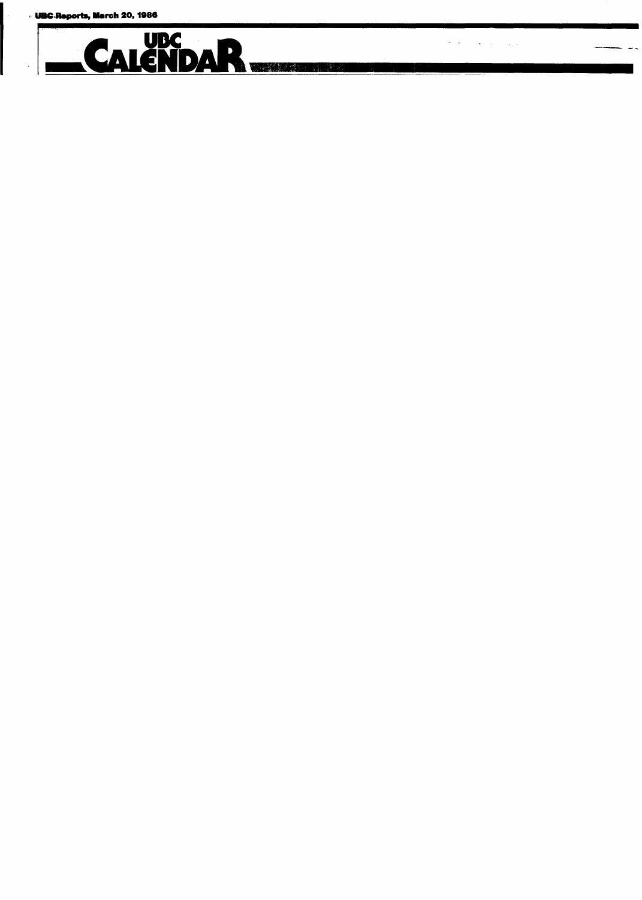# UBC CALENDAR